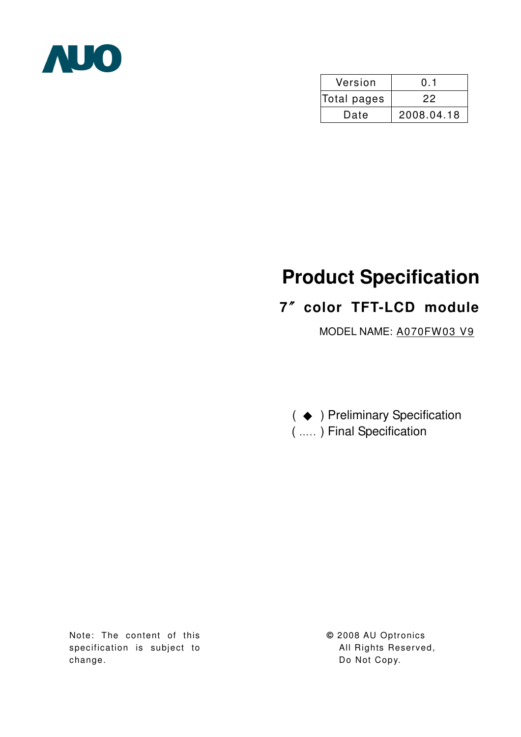AUO

| Version | 0.1 |
| --- | --- |
| Total pages | 22 |
| Date | 2008.04.18 |

# Product Specification

## 7″ color TFT-LCD module

MODEL NAME: A070FW03 V9

( ◆ ) Preliminary Specification

( ..... ) Final Specification

Note: The content of this specification is subject to change.

© 2008 AU Optronics
All Rights Reserved,
Do Not Copy.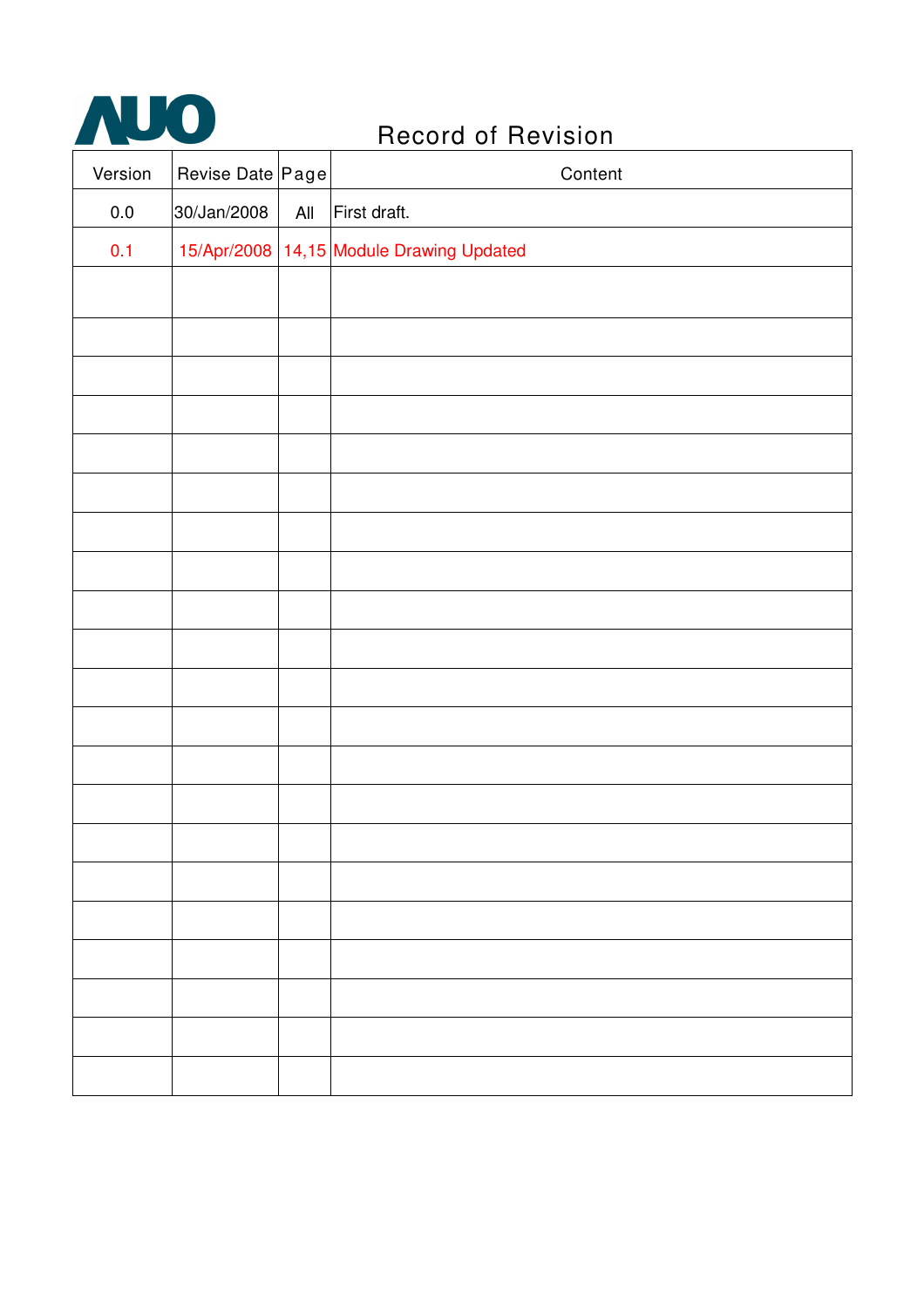AUO

# Record of Revision

| Version | Revise Date | Page | Content |
|---|---|---|---|
| 0.0 | 30/Jan/2008 | All | First draft. |
| 0.1 | 15/Apr/2008 | 14,15 | Module Drawing Updated |
| | | | |
| | | | |
| | | | |
| | | | |
| | | | |
| | | | |
| | | | |
| | | | |
| | | | |
| | | | |
| | | | |
| | | | |
| | | | |
| | | | |
| | | | |
| | | | |
| | | | |
| | | | |
| | | | |
| | | | |
| | | | |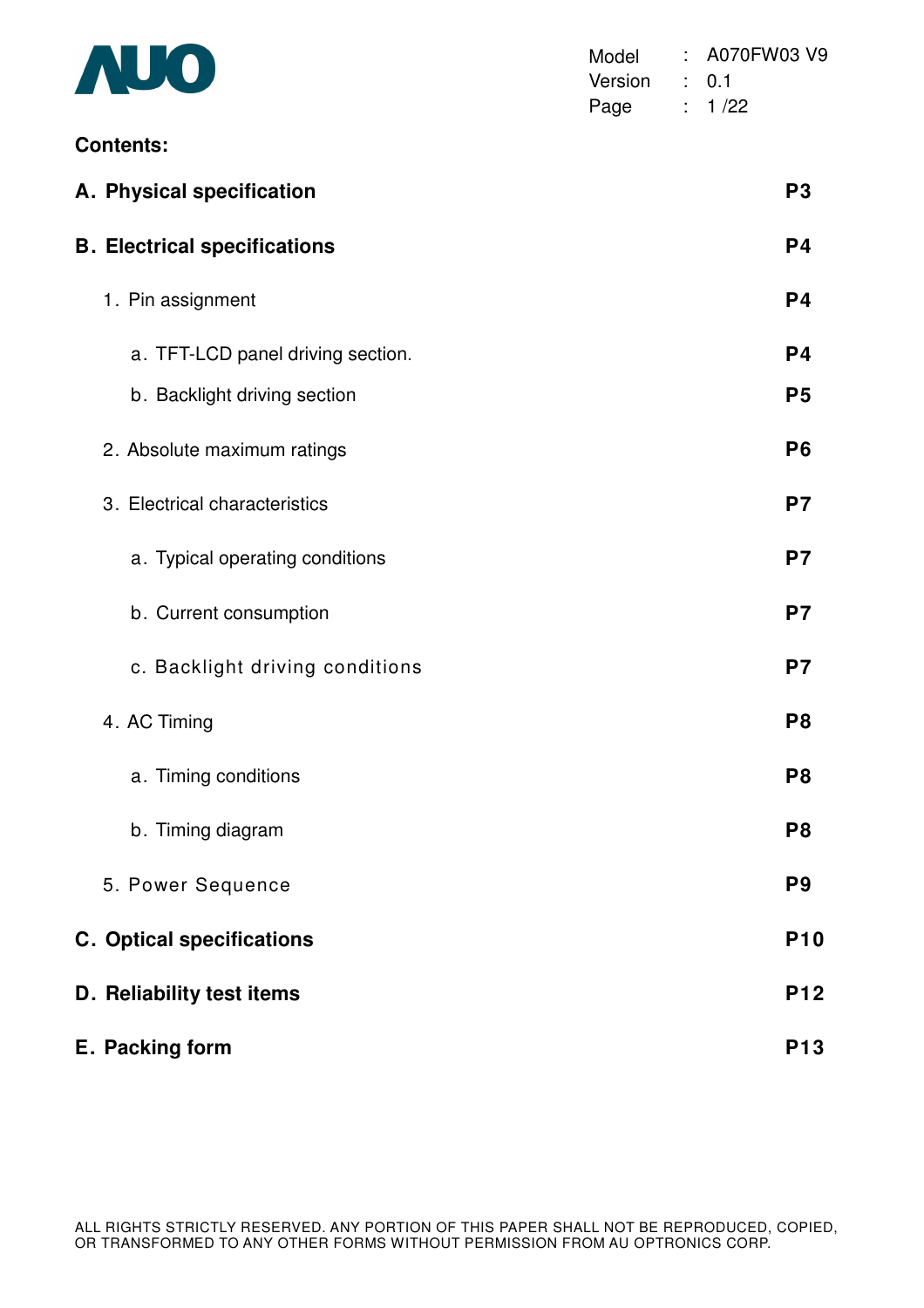**Contents:**

| | |
|---|---|
| **A. Physical specification** | **P3** |
| **B. Electrical specifications** | **P4** |
| 1. Pin assignment | **P4** |
| a. TFT-LCD panel driving section. | **P4** |
| b. Backlight driving section | **P5** |
| 2. Absolute maximum ratings | **P6** |
| 3. Electrical characteristics | **P7** |
| a. Typical operating conditions | **P7** |
| b. Current consumption | **P7** |
| c. Backlight driving conditions | **P7** |
| 4. AC Timing | **P8** |
| a. Timing conditions | **P8** |
| b. Timing diagram | **P8** |
| 5. Power Sequence | **P9** |
| **C. Optical specifications** | **P10** |
| **D. Reliability test items** | **P12** |
| **E. Packing form** | **P13** |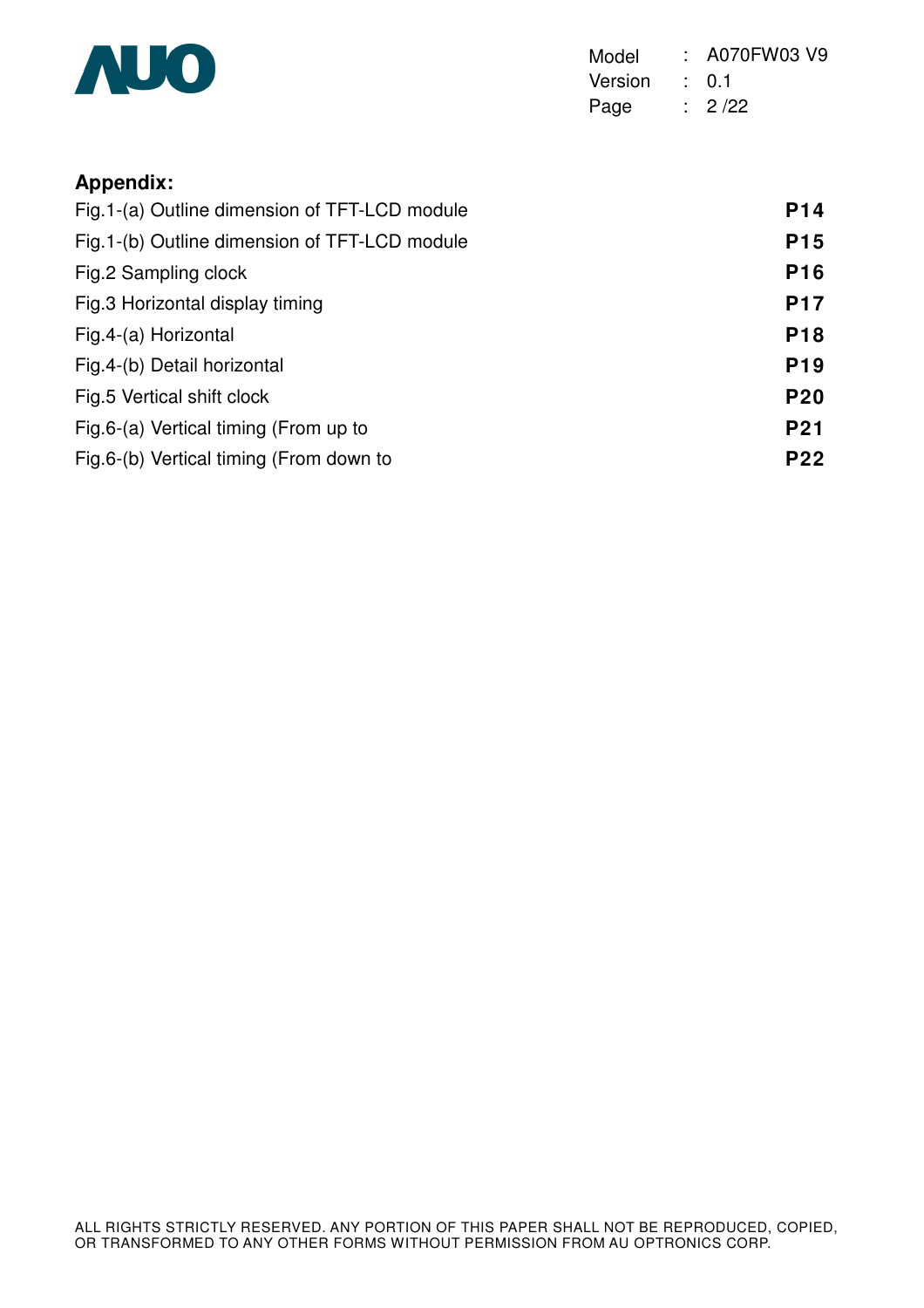**Appendix:**

| | |
|---|---|
| Fig.1-(a) Outline dimension of TFT-LCD module | **P14** |
| Fig.1-(b) Outline dimension of TFT-LCD module | **P15** |
| Fig.2 Sampling clock | **P16** |
| Fig.3 Horizontal display timing | **P17** |
| Fig.4-(a) Horizontal | **P18** |
| Fig.4-(b) Detail horizontal | **P19** |
| Fig.5 Vertical shift clock | **P20** |
| Fig.6-(a) Vertical timing (From up to | **P21** |
| Fig.6-(b) Vertical timing (From down to | **P22** |

ALL RIGHTS STRICTLY RESERVED. ANY PORTION OF THIS PAPER SHALL NOT BE REPRODUCED, COPIED, OR TRANSFORMED TO ANY OTHER FORMS WITHOUT PERMISSION FROM AU OPTRONICS CORP.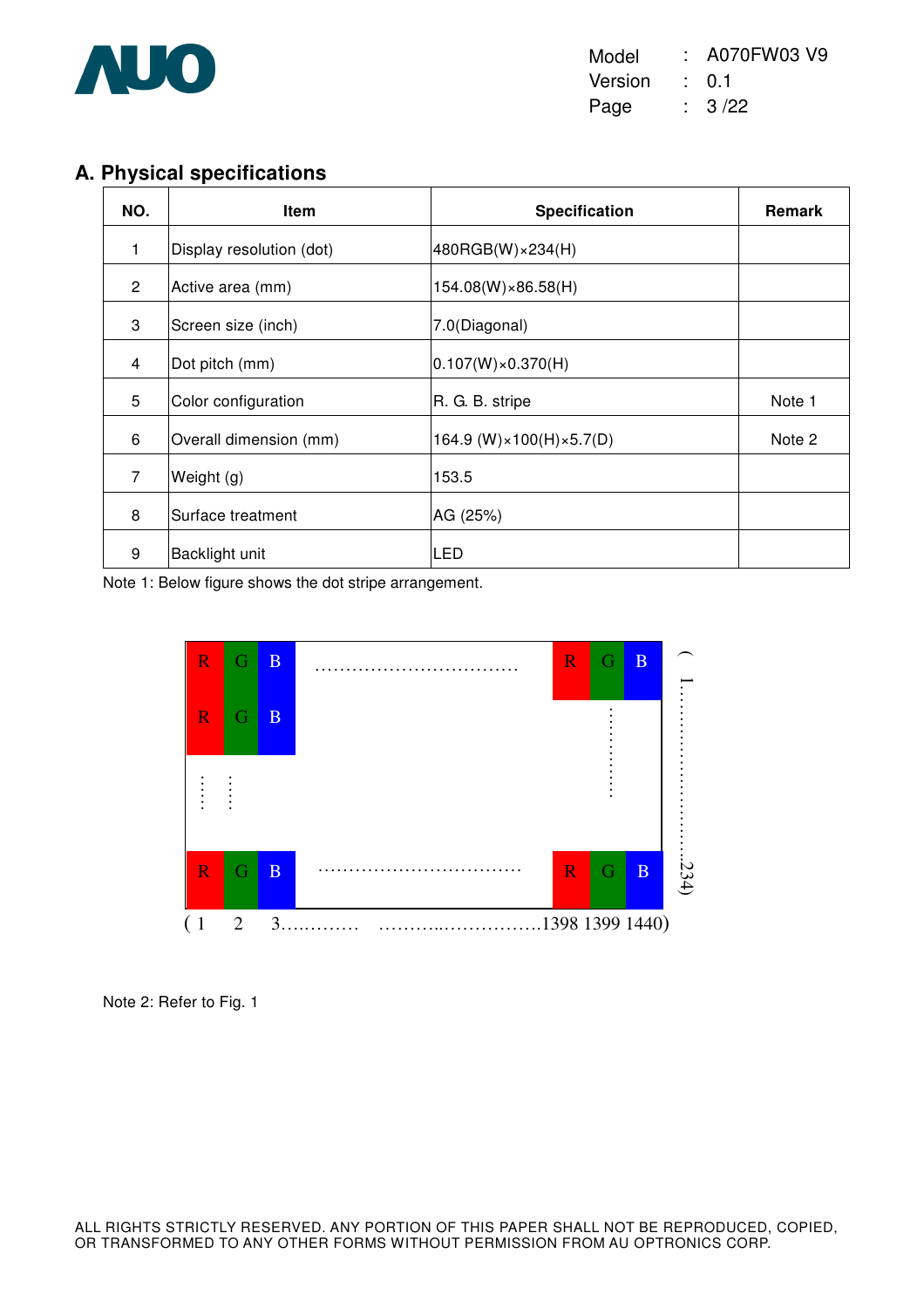## A. Physical specifications

| NO. | Item | Specification | Remark |
|---|---|---|---|
| 1 | Display resolution (dot) | 480RGB(W)×234(H) | |
| 2 | Active area (mm) | 154.08(W)×86.58(H) | |
| 3 | Screen size (inch) | 7.0(Diagonal) | |
| 4 | Dot pitch (mm) | 0.107(W)×0.370(H) | |
| 5 | Color configuration | R. G. B. stripe | Note 1 |
| 6 | Overall dimension (mm) | 164.9 (W)×100(H)×5.7(D) | Note 2 |
| 7 | Weight (g) | 153.5 | |
| 8 | Surface treatment | AG (25%) | |
| 9 | Backlight unit | LED | |

Note 1: Below figure shows the dot stripe arrangement.

```
R G B ................................ R G B   (1
R G B                                      :     :
  :                                        :     :
R G B ................................ R G B   234)
(1  2  3............  ...........................1398 1399 1440)
```

Note 2: Refer to Fig. 1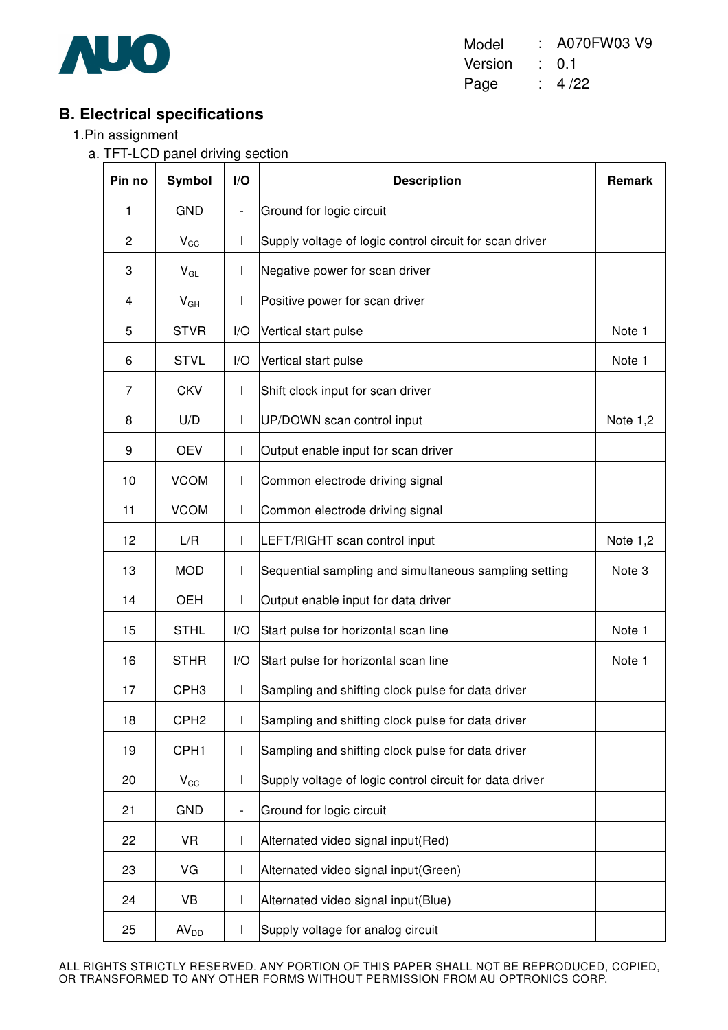## B. Electrical specifications

1. Pin assignment

   a. TFT-LCD panel driving section

| Pin no | Symbol | I/O | Description | Remark |
|---|---|---|---|---|
| 1 | GND | - | Ground for logic circuit | |
| 2 | $V_{CC}$ | I | Supply voltage of logic control circuit for scan driver | |
| 3 | $V_{GL}$ | I | Negative power for scan driver | |
| 4 | $V_{GH}$ | I | Positive power for scan driver | |
| 5 | STVR | I/O | Vertical start pulse | Note 1 |
| 6 | STVL | I/O | Vertical start pulse | Note 1 |
| 7 | CKV | I | Shift clock input for scan driver | |
| 8 | U/D | I | UP/DOWN scan control input | Note 1,2 |
| 9 | OEV | I | Output enable input for scan driver | |
| 10 | VCOM | I | Common electrode driving signal | |
| 11 | VCOM | I | Common electrode driving signal | |
| 12 | L/R | I | LEFT/RIGHT scan control input | Note 1,2 |
| 13 | MOD | I | Sequential sampling and simultaneous sampling setting | Note 3 |
| 14 | OEH | I | Output enable input for data driver | |
| 15 | STHL | I/O | Start pulse for horizontal scan line | Note 1 |
| 16 | STHR | I/O | Start pulse for horizontal scan line | Note 1 |
| 17 | CPH3 | I | Sampling and shifting clock pulse for data driver | |
| 18 | CPH2 | I | Sampling and shifting clock pulse for data driver | |
| 19 | CPH1 | I | Sampling and shifting clock pulse for data driver | |
| 20 | $V_{CC}$ | I | Supply voltage of logic control circuit for data driver | |
| 21 | GND | - | Ground for logic circuit | |
| 22 | VR | I | Alternated video signal input(Red) | |
| 23 | VG | I | Alternated video signal input(Green) | |
| 24 | VB | I | Alternated video signal input(Blue) | |
| 25 | $AV_{DD}$ | I | Supply voltage for analog circuit | |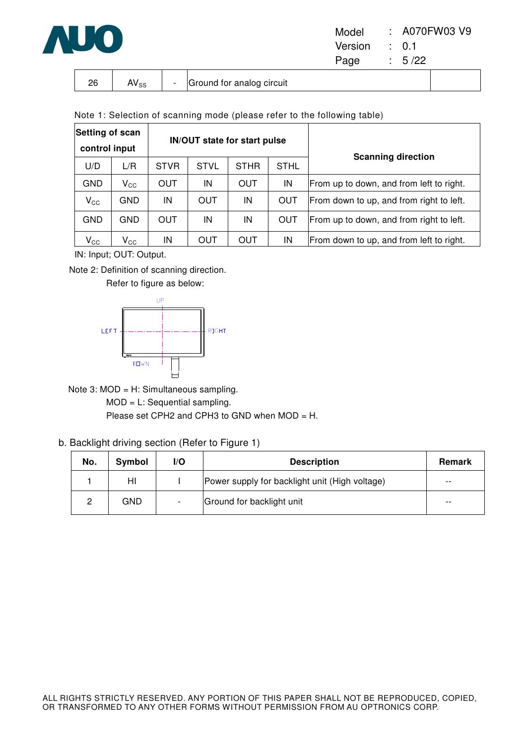| 26 | $AV_{SS}$ | - | Ground for analog circuit | |
|---|---|---|---|---|

Note 1: Selection of scanning mode (please refer to the following table)

| Setting of scan control input | | IN/OUT state for start pulse | | | | Scanning direction |
|---|---|---|---|---|---|---|
| U/D | L/R | STVR | STVL | STHR | STHL | |
| GND | $V_{CC}$ | OUT | IN | OUT | IN | From up to down, and from left to right. |
| $V_{CC}$ | GND | IN | OUT | IN | OUT | From down to up, and from right to left. |
| GND | GND | OUT | IN | IN | OUT | From up to down, and from right to left. |
| $V_{CC}$ | $V_{CC}$ | IN | OUT | OUT | IN | From down to up, and from left to right. |

IN: Input; OUT: Output.

Note 2: Definition of scanning direction.

Refer to figure as below:

UP

LEFT RIGHT

DOWN

Note 3: MOD = H: Simultaneous sampling.

MOD = L: Sequential sampling.

Please set CPH2 and CPH3 to GND when MOD = H.

b. Backlight driving section (Refer to Figure 1)

| No. | Symbol | I/O | Description | Remark |
|---|---|---|---|---|
| 1 | HI | I | Power supply for backlight unit (High voltage) | -- |
| 2 | GND | - | Ground for backlight unit | -- |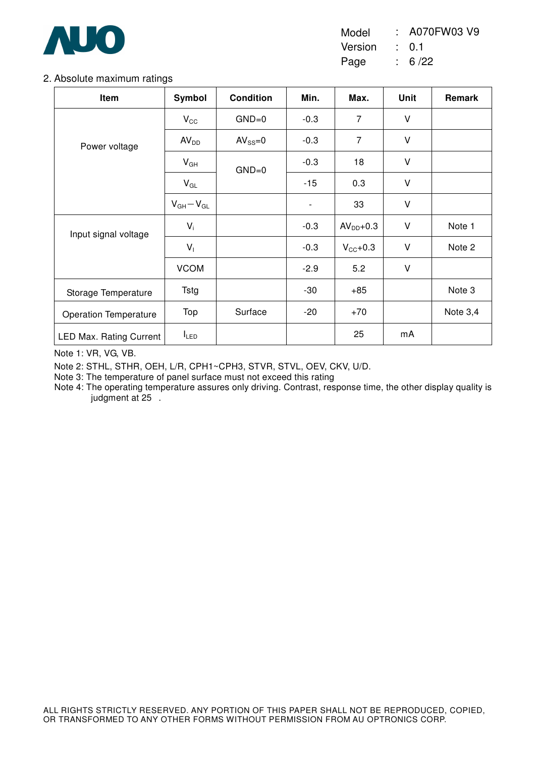## 2. Absolute maximum ratings

| Item | Symbol | Condition | Min. | Max. | Unit | Remark |
|---|---|---|---|---|---|---|
| Power voltage | $V_{CC}$ | GND=0 | -0.3 | 7 | V | |
| | $AV_{DD}$ | $AV_{SS}$=0 | -0.3 | 7 | V | |
| | $V_{GH}$ | GND=0 | -0.3 | 18 | V | |
| | $V_{GL}$ | | -15 | 0.3 | V | |
| | $V_{GH}-V_{GL}$ | | - | 33 | V | |
| Input signal voltage | $V_i$ | | -0.3 | $AV_{DD}$+0.3 | V | Note 1 |
| | $V_I$ | | -0.3 | $V_{CC}$+0.3 | V | Note 2 |
| | VCOM | | -2.9 | 5.2 | V | |
| Storage Temperature | Tstg | | -30 | +85 | | Note 3 |
| Operation Temperature | Top | Surface | -20 | +70 | | Note 3,4 |
| LED Max. Rating Current | $I_{LED}$ | | | 25 | mA | |

Note 1: VR, VG, VB.

Note 2: STHL, STHR, OEH, L/R, CPH1~CPH3, STVR, STVL, OEV, CKV, U/D.

Note 3: The temperature of panel surface must not exceed this rating

Note 4: The operating temperature assures only driving. Contrast, response time, the other display quality is judgment at 25 .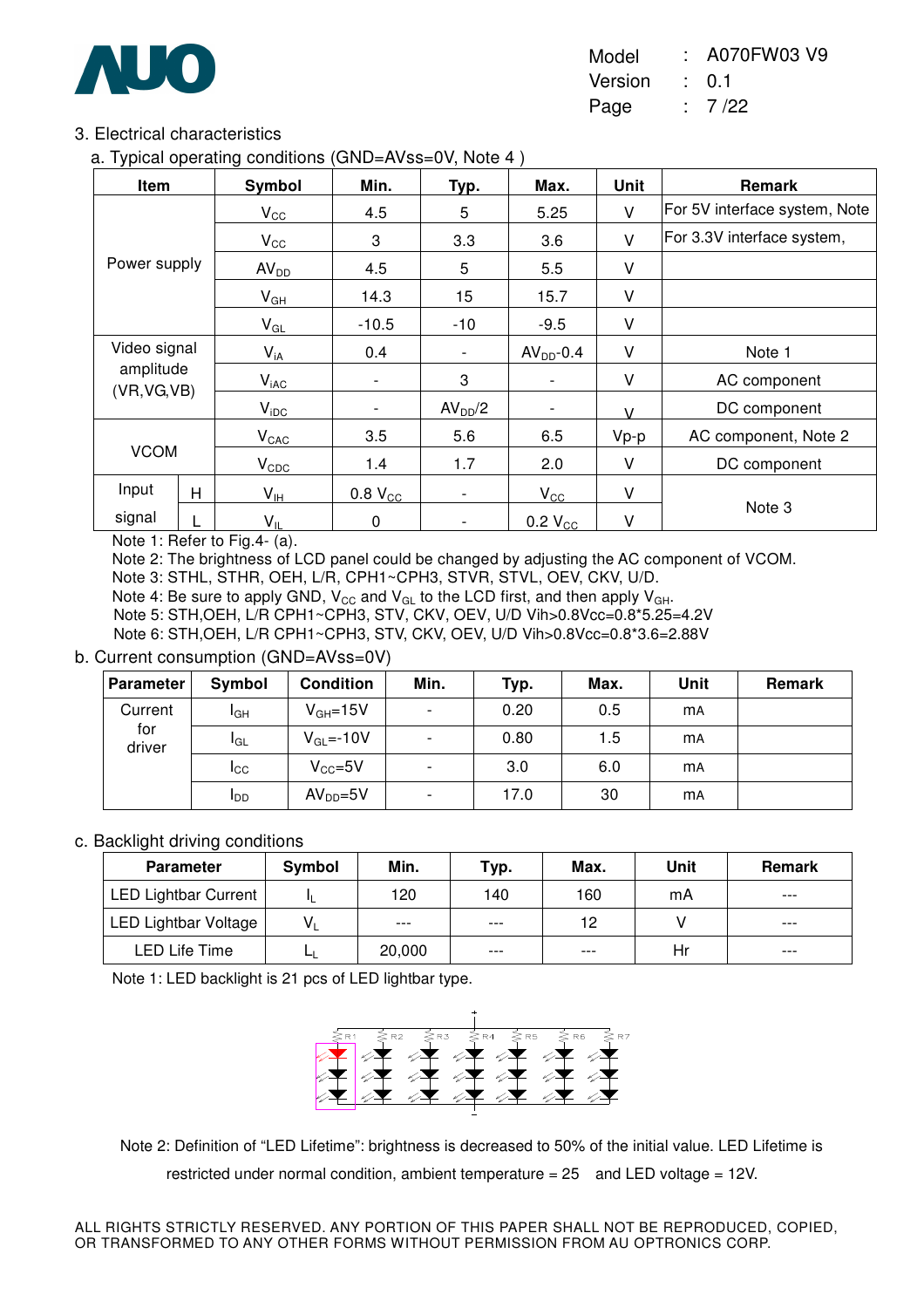## 3. Electrical characteristics

### a. Typical operating conditions (GND=AVss=0V, Note 4 )

| Item | | Symbol | Min. | Typ. | Max. | Unit | Remark |
|---|---|---|---|---|---|---|---|
| Power supply | | $V_{CC}$ | 4.5 | 5 | 5.25 | V | For 5V interface system, Note |
| | | $V_{CC}$ | 3 | 3.3 | 3.6 | V | For 3.3V interface system, |
| | | $AV_{DD}$ | 4.5 | 5 | 5.5 | V | |
| | | $V_{GH}$ | 14.3 | 15 | 15.7 | V | |
| | | $V_{GL}$ | -10.5 | -10 | -9.5 | V | |
| Video signal amplitude (VR,VG,VB) | | $V_{iA}$ | 0.4 | - | $AV_{DD}$-0.4 | V | Note 1 |
| | | $V_{iAC}$ | - | 3 | - | V | AC component |
| | | $V_{iDC}$ | - | $AV_{DD}/2$ | - | V | DC component |
| VCOM | | $V_{CAC}$ | 3.5 | 5.6 | 6.5 | Vp-p | AC component, Note 2 |
| | | $V_{CDC}$ | 1.4 | 1.7 | 2.0 | V | DC component |
| Input signal | H | $V_{IH}$ | 0.8 $V_{CC}$ | - | $V_{CC}$ | V | Note 3 |
| | L | $V_{IL}$ | 0 | - | 0.2 $V_{CC}$ | V | |

Note 1: Refer to Fig.4- (a).

Note 2: The brightness of LCD panel could be changed by adjusting the AC component of VCOM.

Note 3: STHL, STHR, OEH, L/R, CPH1~CPH3, STVR, STVL, OEV, CKV, U/D.

Note 4: Be sure to apply GND, $V_{CC}$ and $V_{GL}$ to the LCD first, and then apply $V_{GH}$.

Note 5: STH,OEH, L/R CPH1~CPH3, STV, CKV, OEV, U/D Vih>0.8Vcc=0.8*5.25=4.2V

Note 6: STH,OEH, L/R CPH1~CPH3, STV, CKV, OEV, U/D Vih>0.8Vcc=0.8*3.6=2.88V

### b. Current consumption (GND=AVss=0V)

| Parameter | Symbol | Condition | Min. | Typ. | Max. | Unit | Remark |
|---|---|---|---|---|---|---|---|
| Current for driver | $I_{GH}$ | $V_{GH}$=15V | - | 0.20 | 0.5 | mA | |
| | $I_{GL}$ | $V_{GL}$=-10V | - | 0.80 | 1.5 | mA | |
| | $I_{CC}$ | $V_{CC}$=5V | - | 3.0 | 6.0 | mA | |
| | $I_{DD}$ | $AV_{DD}$=5V | - | 17.0 | 30 | mA | |

### c. Backlight driving conditions

| Parameter | Symbol | Min. | Typ. | Max. | Unit | Remark |
|---|---|---|---|---|---|---|
| LED Lightbar Current | $I_L$ | 120 | 140 | 160 | mA | --- |
| LED Lightbar Voltage | $V_L$ | --- | --- | 12 | V | --- |
| LED Life Time | $L_L$ | 20,000 | --- | --- | Hr | --- |

Note 1: LED backlight is 21 pcs of LED lightbar type.

Note 2: Definition of "LED Lifetime": brightness is decreased to 50% of the initial value. LED Lifetime is restricted under normal condition, ambient temperature = 25 and LED voltage = 12V.

ALL RIGHTS STRICTLY RESERVED. ANY PORTION OF THIS PAPER SHALL NOT BE REPRODUCED, COPIED, OR TRANSFORMED TO ANY OTHER FORMS WITHOUT PERMISSION FROM AU OPTRONICS CORP.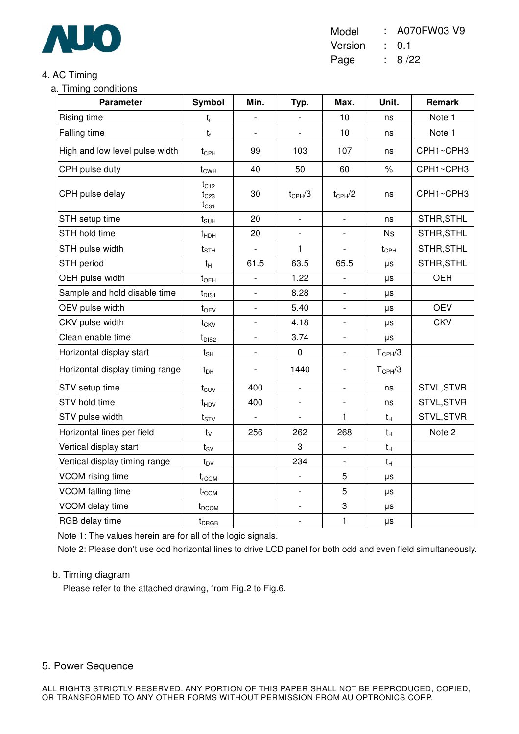## 4. AC Timing

### a. Timing conditions

| Parameter | Symbol | Min. | Typ. | Max. | Unit. | Remark |
|---|---|---|---|---|---|---|
| Rising time | $t_r$ | - | - | 10 | ns | Note 1 |
| Falling time | $t_f$ | - | - | 10 | ns | Note 1 |
| High and low level pulse width | $t_{CPH}$ | 99 | 103 | 107 | ns | CPH1~CPH3 |
| CPH pulse duty | $t_{CWH}$ | 40 | 50 | 60 | % | CPH1~CPH3 |
| CPH pulse delay | $t_{C12}$ $t_{C23}$ $t_{C31}$ | 30 | $t_{CPH}/3$ | $t_{CPH}/2$ | ns | CPH1~CPH3 |
| STH setup time | $t_{SUH}$ | 20 | - | - | ns | STHR,STHL |
| STH hold time | $t_{HDH}$ | 20 | - | - | Ns | STHR,STHL |
| STH pulse width | $t_{STH}$ | - | 1 | - | $t_{CPH}$ | STHR,STHL |
| STH period | $t_H$ | 61.5 | 63.5 | 65.5 | μs | STHR,STHL |
| OEH pulse width | $t_{OEH}$ | - | 1.22 | - | μs | OEH |
| Sample and hold disable time | $t_{DIS1}$ | - | 8.28 | - | μs | |
| OEV pulse width | $t_{OEV}$ | - | 5.40 | - | μs | OEV |
| CKV pulse width | $t_{CKV}$ | - | 4.18 | - | μs | CKV |
| Clean enable time | $t_{DIS2}$ | - | 3.74 | - | μs | |
| Horizontal display start | $t_{SH}$ | - | 0 | - | $T_{CPH}/3$ | |
| Horizontal display timing range | $t_{DH}$ | - | 1440 | - | $T_{CPH}/3$ | |
| STV setup time | $t_{SUV}$ | 400 | - | - | ns | STVL,STVR |
| STV hold time | $t_{HDV}$ | 400 | - | - | ns | STVL,STVR |
| STV pulse width | $t_{STV}$ | - | - | 1 | $t_H$ | STVL,STVR |
| Horizontal lines per field | $t_V$ | 256 | 262 | 268 | $t_H$ | Note 2 |
| Vertical display start | $t_{SV}$ | | 3 | - | $t_H$ | |
| Vertical display timing range | $t_{DV}$ | | 234 | - | $t_H$ | |
| VCOM rising time | $t_{rCOM}$ | | - | 5 | μs | |
| VCOM falling time | $t_{fCOM}$ | | - | 5 | μs | |
| VCOM delay time | $t_{DCOM}$ | | - | 3 | μs | |
| RGB delay time | $t_{DRGB}$ | | - | 1 | μs | |

Note 1: The values herein are for all of the logic signals.

Note 2: Please don't use odd horizontal lines to drive LCD panel for both odd and even field simultaneously.

### b. Timing diagram

Please refer to the attached drawing, from Fig.2 to Fig.6.

## 5. Power Sequence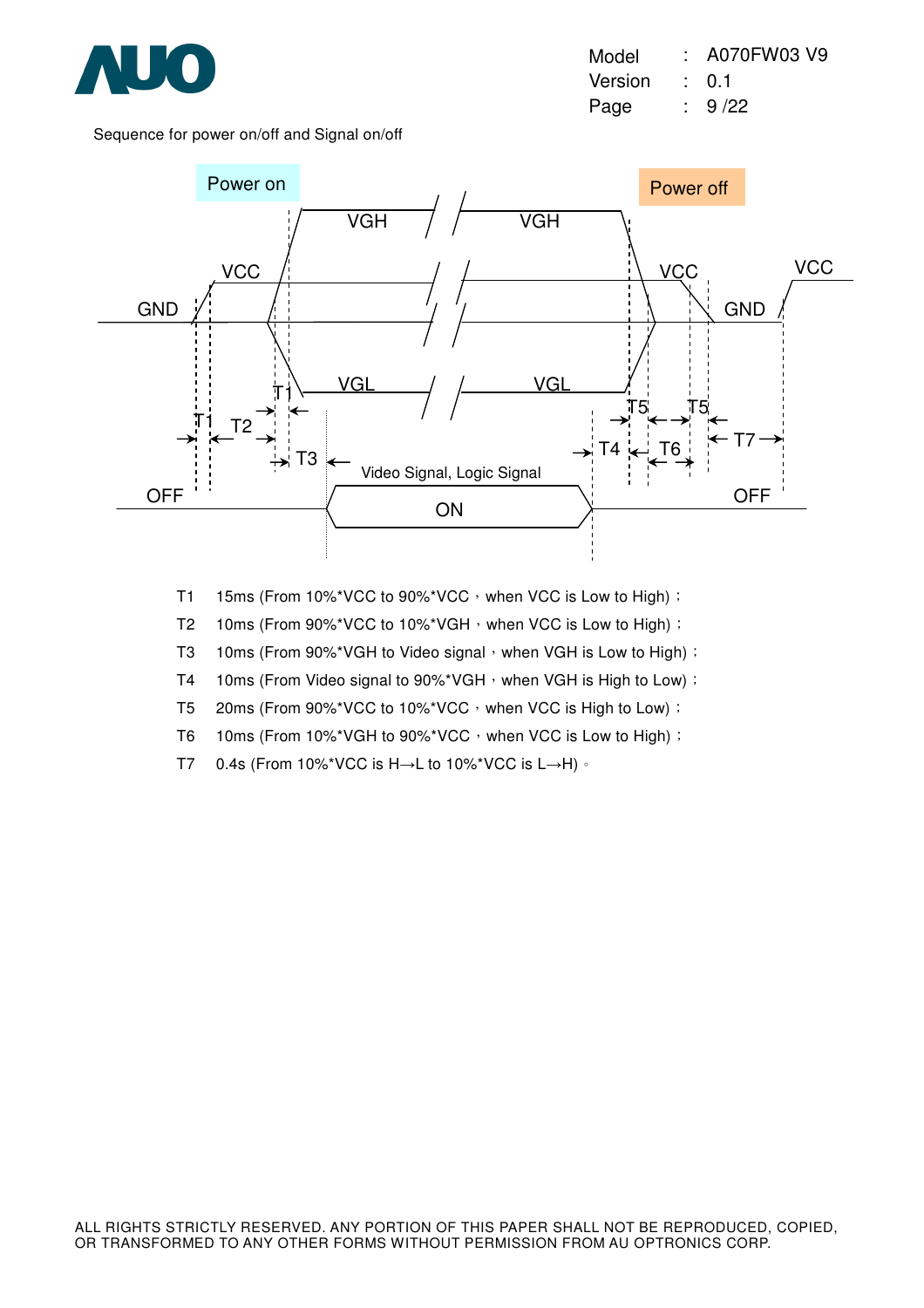Sequence for power on/off and Signal on/off

T1 15ms (From 10%*VCC to 90%*VCC，when VCC is Low to High)；

T2 10ms (From 90%*VCC to 10%*VGH，when VCC is Low to High)；

T3 10ms (From 90%*VGH to Video signal，when VGH is Low to High)；

T4 10ms (From Video signal to 90%*VGH，when VGH is High to Low)；

T5 20ms (From 90%*VCC to 10%*VCC，when VCC is High to Low)；

T6 10ms (From 10%*VGH to 90%*VCC，when VCC is Low to High)；

T7 0.4s (From 10%*VCC is H→L to 10%*VCC is L→H)。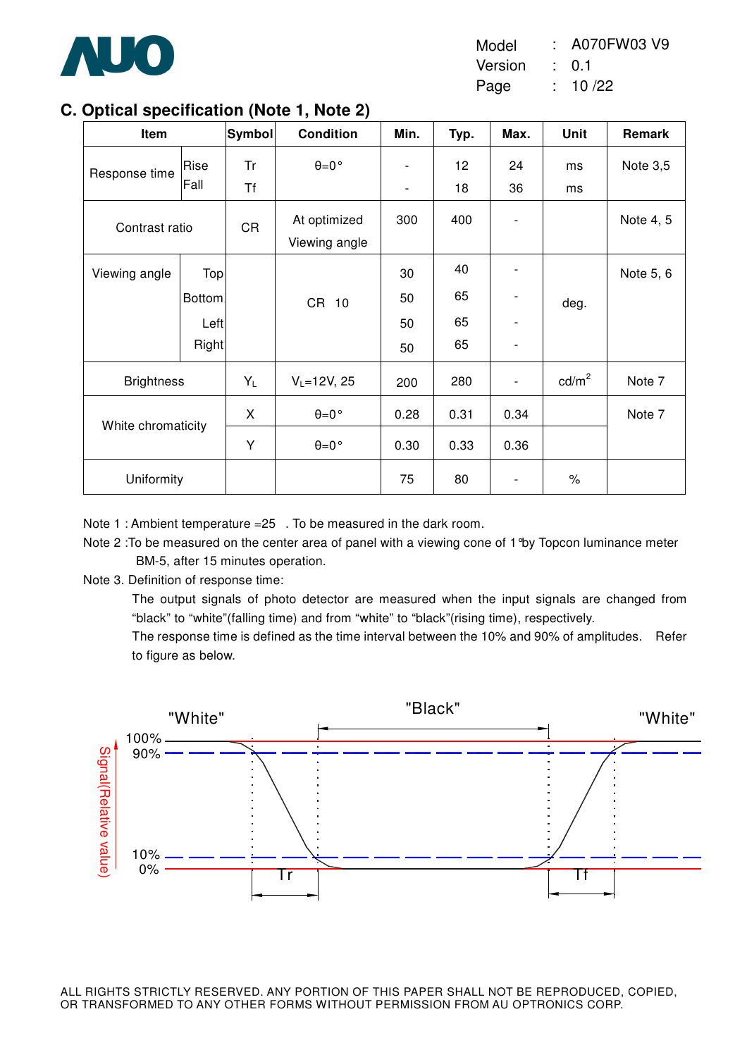## C. Optical specification (Note 1, Note 2)

| Item | | Symbol | Condition | Min. | Typ. | Max. | Unit | Remark |
|---|---|---|---|---|---|---|---|---|
| Response time | Rise | Tr | θ=0° | - | 12 | 24 | ms | Note 3,5 |
| | Fall | Tf | | - | 18 | 36 | ms | |
| Contrast ratio | | CR | At optimized Viewing angle | 300 | 400 | - | | Note 4, 5 |
| Viewing angle | Top | | CR 10 | 30 | 40 | - | deg. | Note 5, 6 |
| | Bottom | | | 50 | 65 | - | | |
| | Left | | | 50 | 65 | - | | |
| | Right | | | 50 | 65 | - | | |
| Brightness | | $Y_L$ | $V_L$=12V, 25 | 200 | 280 | - | cd/m$^2$ | Note 7 |
| White chromaticity | | X | θ=0° | 0.28 | 0.31 | 0.34 | | Note 7 |
| | | Y | θ=0° | 0.30 | 0.33 | 0.36 | | |
| Uniformity | | | | 75 | 80 | - | % | |

Note 1 : Ambient temperature =25 . To be measured in the dark room.

Note 2 :To be measured on the center area of panel with a viewing cone of 1°by Topcon luminance meter BM-5, after 15 minutes operation.

Note 3. Definition of response time:

The output signals of photo detector are measured when the input signals are changed from "black" to "white"(falling time) and from "white" to "black"(rising time), respectively.

The response time is defined as the time interval between the 10% and 90% of amplitudes. Refer to figure as below.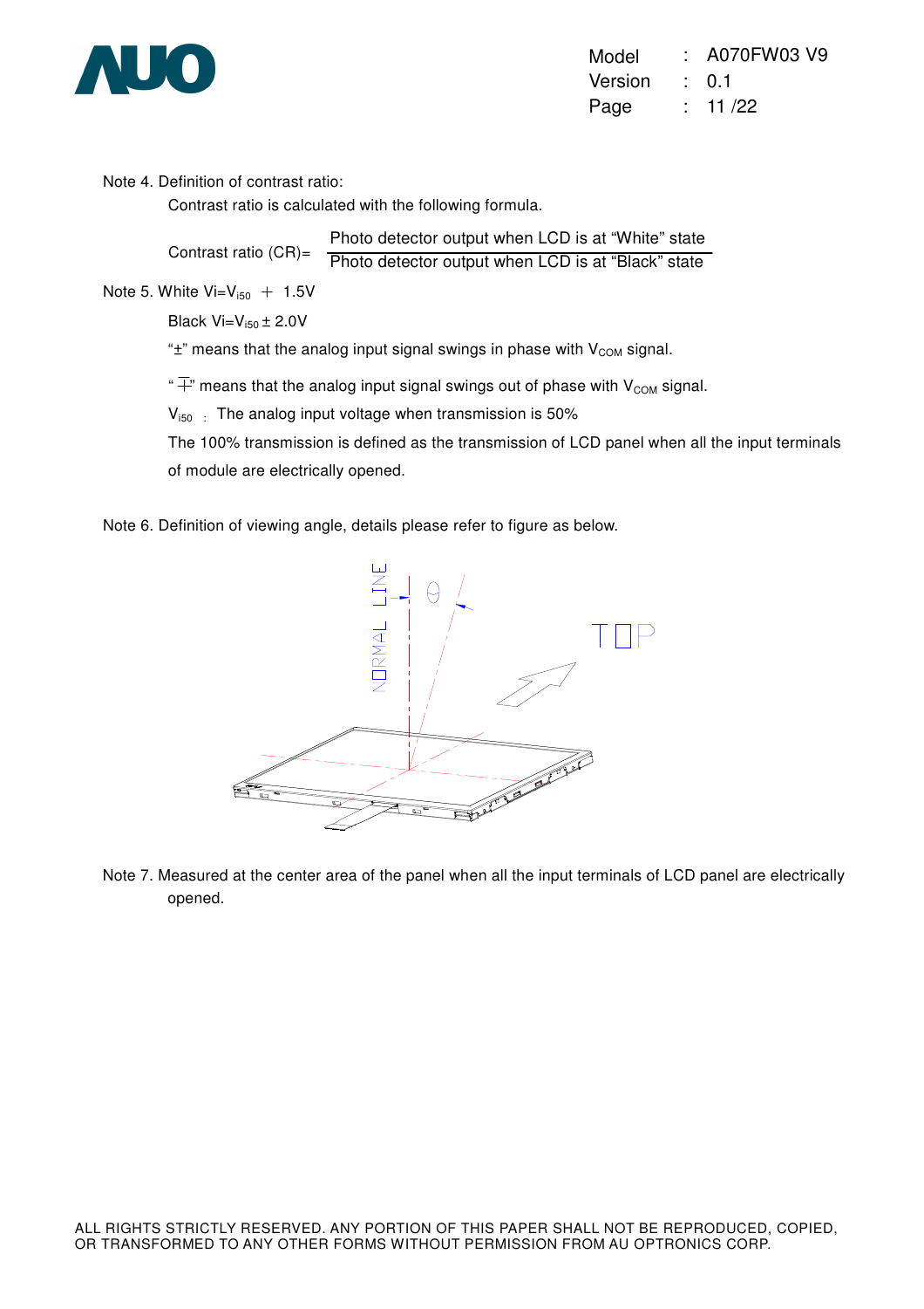Note 4. Definition of contrast ratio:

Contrast ratio is calculated with the following formula.

$$\text{Contrast ratio (CR)} = \frac{\text{Photo detector output when LCD is at "White" state}}{\text{Photo detector output when LCD is at "Black" state}}$$

Note 5. White $Vi = V_{i50} \mp 1.5V$

Black $Vi = V_{i50} \pm 2.0V$

"$\pm$" means that the analog input signal swings in phase with $V_{COM}$ signal.

"$\mp$" means that the analog input signal swings out of phase with $V_{COM}$ signal.

$V_{i50}$ : The analog input voltage when transmission is 50%

The 100% transmission is defined as the transmission of LCD panel when all the input terminals of module are electrically opened.

Note 6. Definition of viewing angle, details please refer to figure as below.

Note 7. Measured at the center area of the panel when all the input terminals of LCD panel are electrically opened.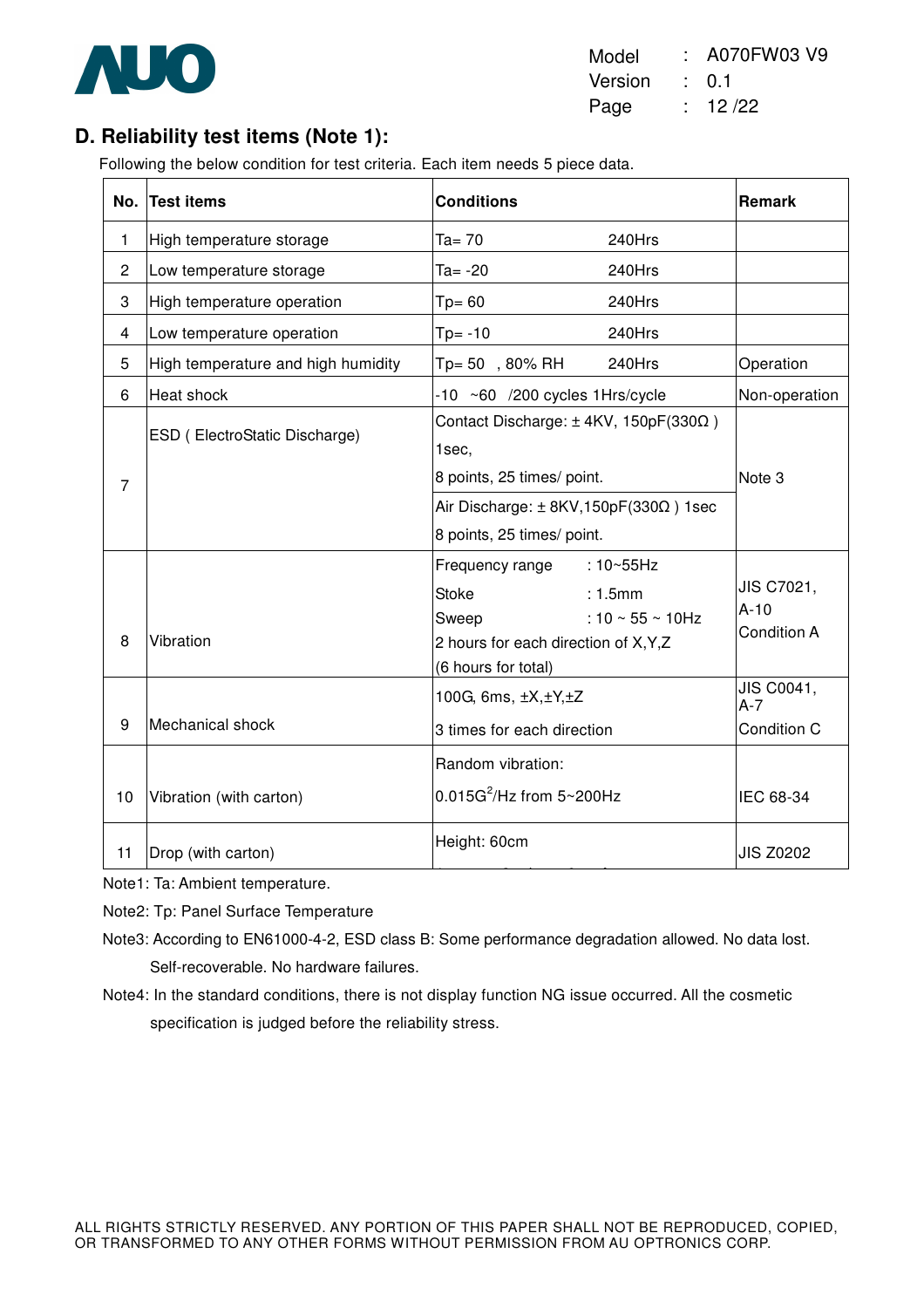## D. Reliability test items (Note 1):

Following the below condition for test criteria. Each item needs 5 piece data.

| No. | Test items | Conditions | Remark |
|---|---|---|---|
| 1 | High temperature storage | Ta= 70 240Hrs | |
| 2 | Low temperature storage | Ta= -20 240Hrs | |
| 3 | High temperature operation | Tp= 60 240Hrs | |
| 4 | Low temperature operation | Tp= -10 240Hrs | |
| 5 | High temperature and high humidity | Tp= 50 , 80% RH 240Hrs | Operation |
| 6 | Heat shock | -10 ~60 /200 cycles 1Hrs/cycle | Non-operation |
| 7 | ESD ( ElectroStatic Discharge) | Contact Discharge: ± 4KV, 150pF(330Ω ) 1sec, 8 points, 25 times/ point.<br>Air Discharge: ± 8KV,150pF(330Ω ) 1sec 8 points, 25 times/ point. | Note 3 |
| 8 | Vibration | Frequency range : 10~55Hz<br>Stoke : 1.5mm<br>Sweep : 10 ~ 55 ~ 10Hz<br>2 hours for each direction of X,Y,Z<br>(6 hours for total) | JIS C7021, A-10 Condition A |
| 9 | Mechanical shock | 100G, 6ms, ±X,±Y,±Z<br>3 times for each direction | JIS C0041, A-7 Condition C |
| 10 | Vibration (with carton) | Random vibration:<br>0.015$G^2$/Hz from 5~200Hz | IEC 68-34 |
| 11 | Drop (with carton) | Height: 60cm | JIS Z0202 |

Note1: Ta: Ambient temperature.

Note2: Tp: Panel Surface Temperature

Note3: According to EN61000-4-2, ESD class B: Some performance degradation allowed. No data lost. Self-recoverable. No hardware failures.

Note4: In the standard conditions, there is not display function NG issue occurred. All the cosmetic specification is judged before the reliability stress.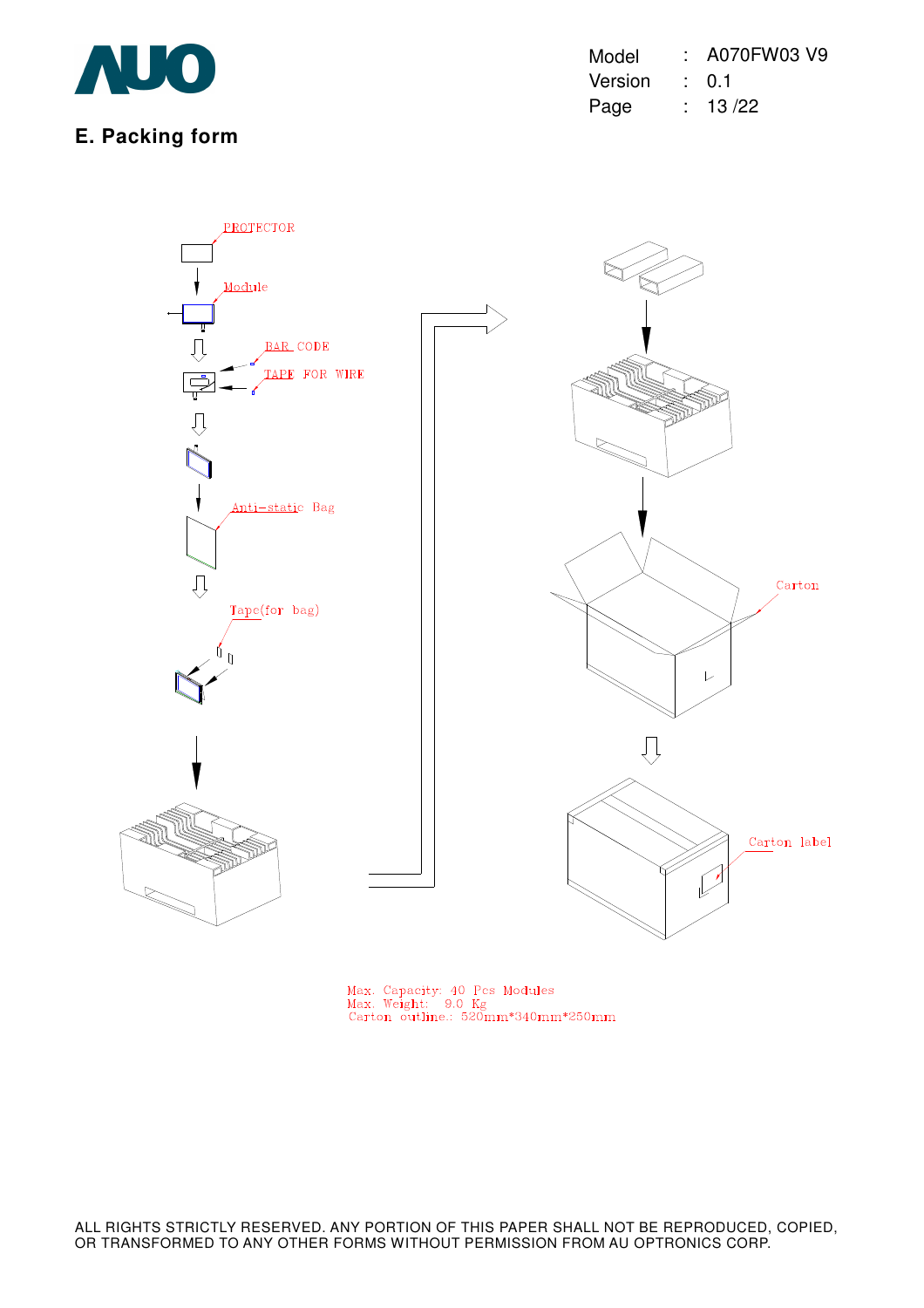## E. Packing form

PROTECTOR

Module

BAR CODE

TAPE FOR WIRE

Anti-static Bag

Tape(for bag)

Carton

Carton label

Max. Capacity: 40 Pcs Modules
Max. Weight: 9.0 Kg
Carton outline.: 520mm*340mm*250mm

ALL RIGHTS STRICTLY RESERVED. ANY PORTION OF THIS PAPER SHALL NOT BE REPRODUCED, COPIED, OR TRANSFORMED TO ANY OTHER FORMS WITHOUT PERMISSION FROM AU OPTRONICS CORP.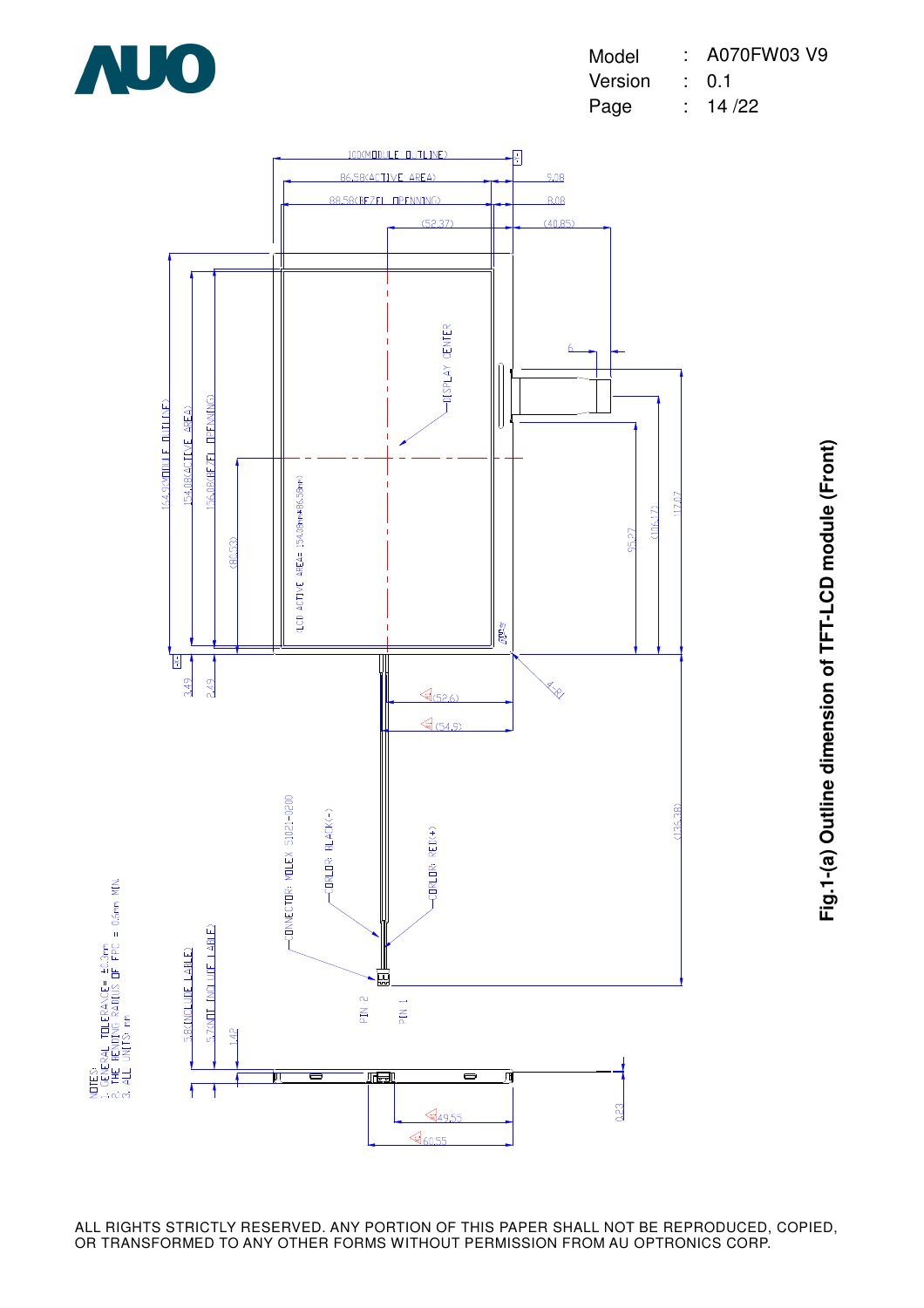100(MODULE OUTLINE)

86.58(ACTIVE AREA)

88.58(BEZEL OPENNING)

(52.37)

(40.85)

9.08

8.08

DISPLAY CENTER

164.9(MODULE OUTLINE)

154.08(ACTIVE AREA)

156.08(BEZEL OPENNING)

(80.53)

LCD ACTIVE AREA= 154.08mm*86.58mm

6

95.27

(106.17)

117.07

3.49

2.49

4-R1

(52.6)

(54.9)

(135.38)

CONNECTOR: MOLEX 51021-0200

COLOR: BLACK(-)

COLOR: RED(+)

PIN 2

PIN 1

5.8(INCLUDE LABLE)

5.7(NOT INCLUDE LABLE)

1.42

0.23

49.55

60.55

NOTES:
1. GENERAL TOLERANCE= ±0.3mm
2. THE BENDING RADIUS OF FPC = 0.6mm MIN.
3. ALL UNITS: mm

**Fig.1-(a) Outline dimension of TFT-LCD module (Front)**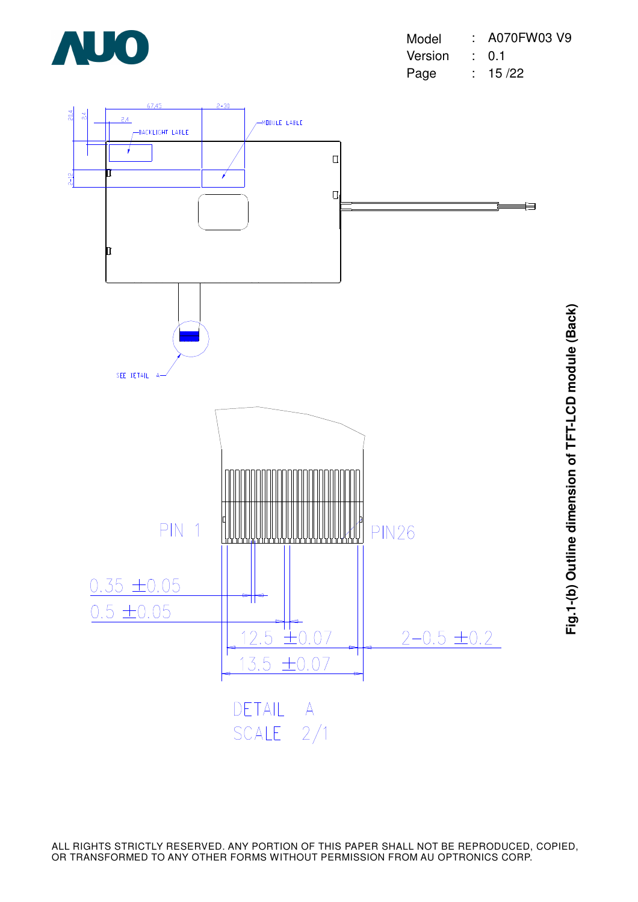BACKLIGHT LABLE

MODULE LABLE

67.45

2-30

20.4

3.4

2.4

2-12

SEE DETAIL A

PIN 1

PIN26

0.35 ±0.05

0.5 ±0.05

12.5 ±0.07

2-0.5 ±0.2

13.5 ±0.07

DETAIL A

SCALE 2/1

**Fig.1-(b) Outline dimension of TFT-LCD module (Back)**

ALL RIGHTS STRICTLY RESERVED. ANY PORTION OF THIS PAPER SHALL NOT BE REPRODUCED, COPIED, OR TRANSFORMED TO ANY OTHER FORMS WITHOUT PERMISSION FROM AU OPTRONICS CORP.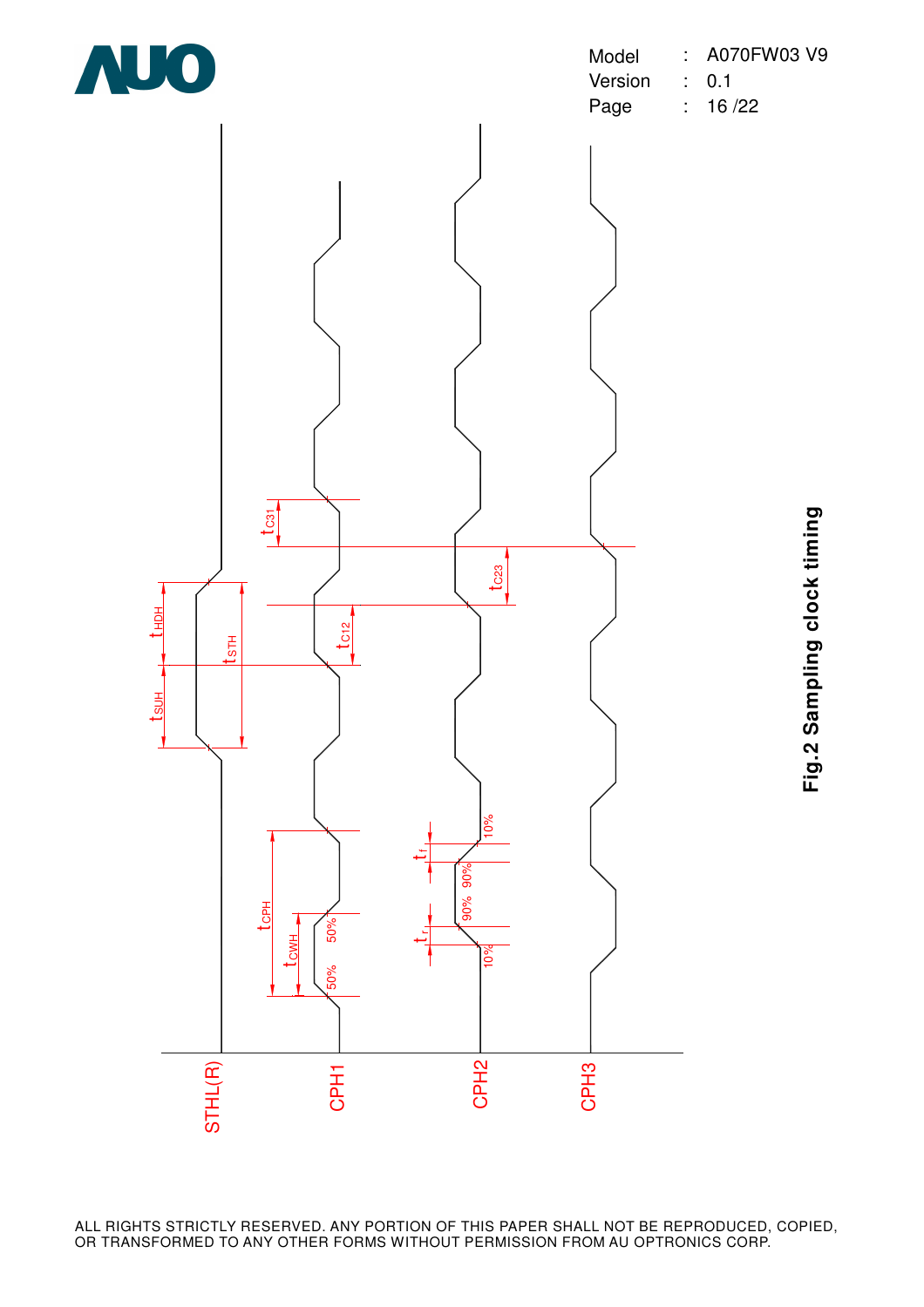STHL(R)

CPH1

CPH2

CPH3

$t_{SUH}$ $t_{HDH}$ $t_{STH}$ $t_{CPH}$ $t_{CWH}$ $t_{C12}$ $t_{C23}$ $t_{C31}$ $t_r$ $t_f$

50% 50% 10% 90% 90% 10%

**Fig.2 Sampling clock timing**

ALL RIGHTS STRICTLY RESERVED. ANY PORTION OF THIS PAPER SHALL NOT BE REPRODUCED, COPIED, OR TRANSFORMED TO ANY OTHER FORMS WITHOUT PERMISSION FROM AU OPTRONICS CORP.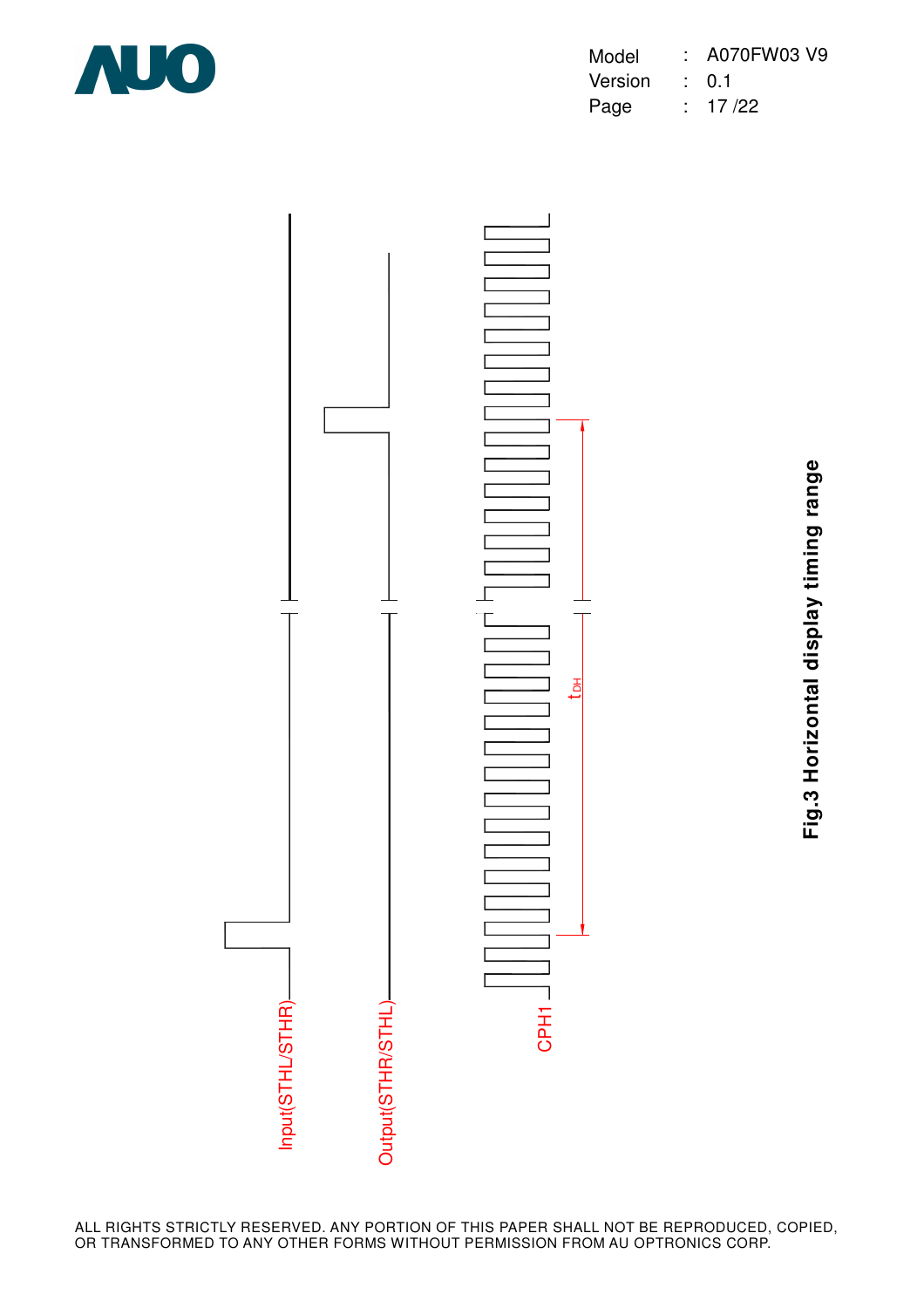Input(STHL/STHR)

Output(STHR/STHL)

CPH1

$t_{DH}$

**Fig.3 Horizontal display timing range**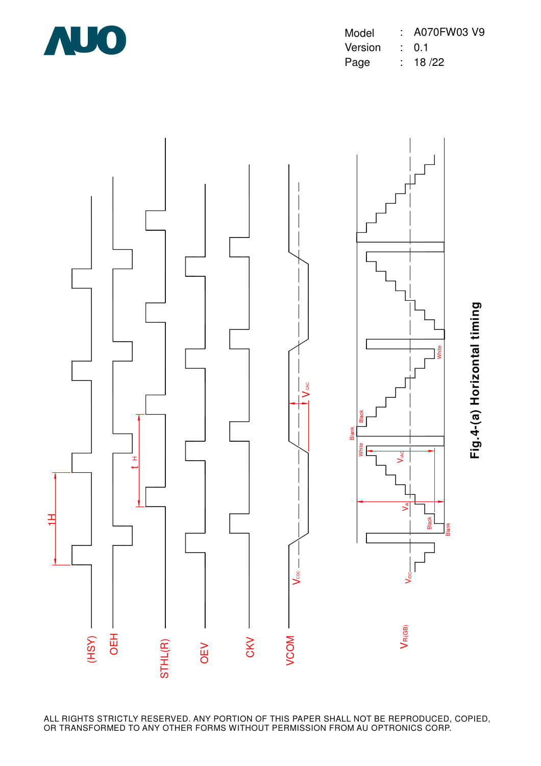(HSY)

OEH

STHL(R)

OEV

CKV

VCOM

$V_{R(GB)}$

1H

$t_H$

$V_{CDC}$

$V_{CAC}$

$V_{IDC}$

$V_{IA}$

$V_{IAC}$

Blank

Black

White

Fig.4-(a) Horizontal timing

ALL RIGHTS STRICTLY RESERVED. ANY PORTION OF THIS PAPER SHALL NOT BE REPRODUCED, COPIED, OR TRANSFORMED TO ANY OTHER FORMS WITHOUT PERMISSION FROM AU OPTRONICS CORP.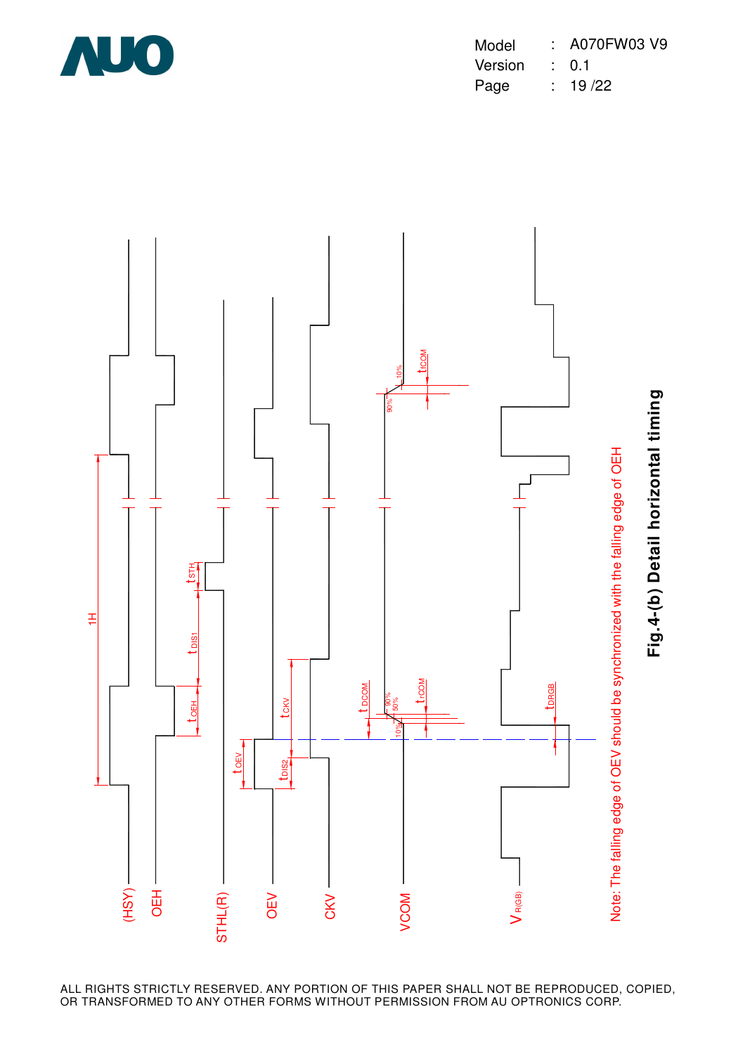(HSY)

OEH

STHL(R)

OEV

CKV

VCOM

$V_{R(GB)}$

1H

$t_{STH}$

$t_{DIS1}$

$t_{OEH}$

$t_{OEV}$

$t_{CKV}$

$t_{DIS2}$

$t_{DCOM}$

$t_{rCOM}$

$t_{fCOM}$

$t_{DRGB}$

90%

50%

10%

Note: The falling edge of OEV should be synchronized with the falling edge of OEH

**Fig.4-(b) Detail horizontal timing**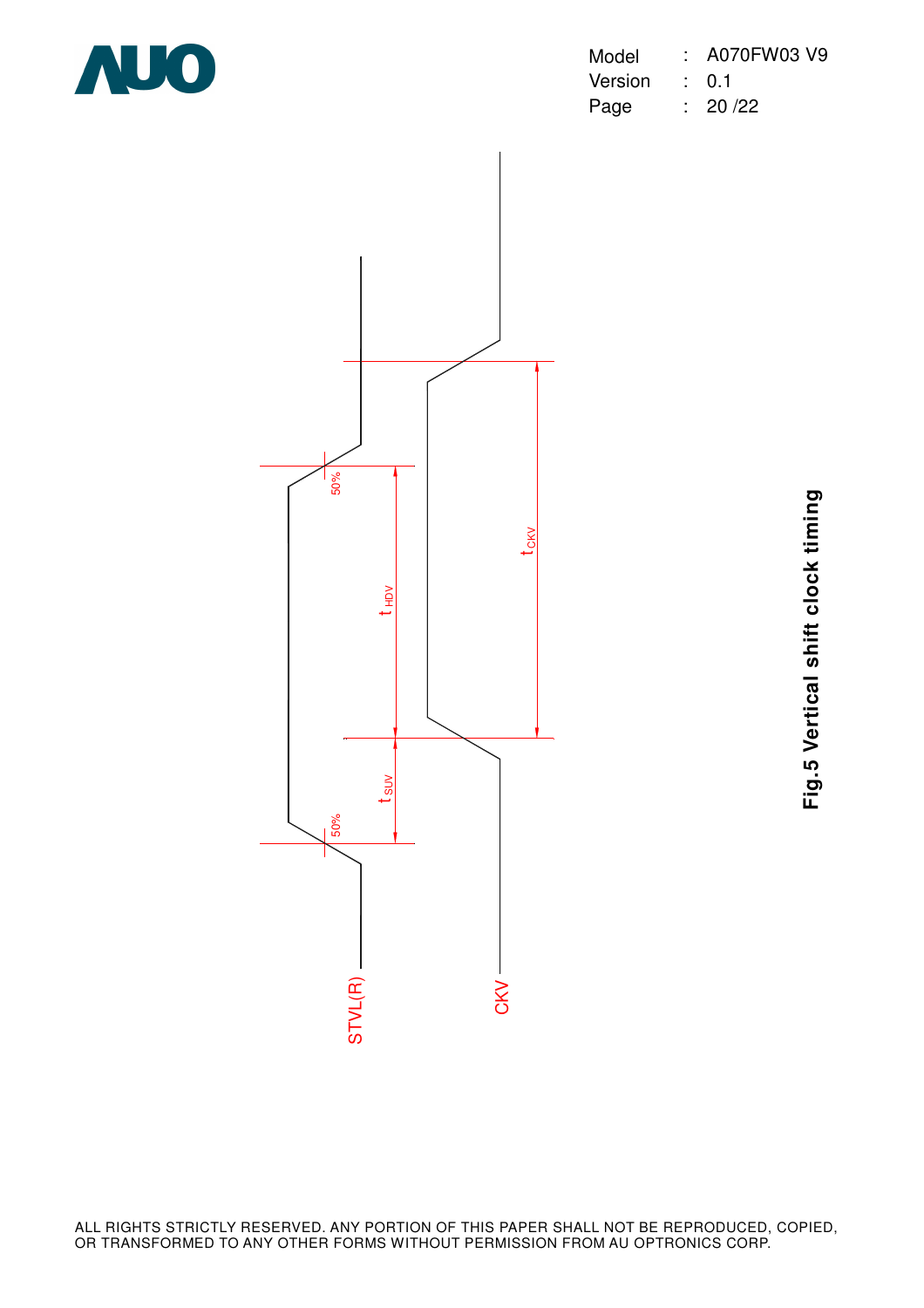STVL(R)

CKV

50%

50%

$t_{SUV}$

$t_{HDV}$

$t_{CKV}$

**Fig.5 Vertical shift clock timing**

ALL RIGHTS STRICTLY RESERVED. ANY PORTION OF THIS PAPER SHALL NOT BE REPRODUCED, COPIED, OR TRANSFORMED TO ANY OTHER FORMS WITHOUT PERMISSION FROM AU OPTRONICS CORP.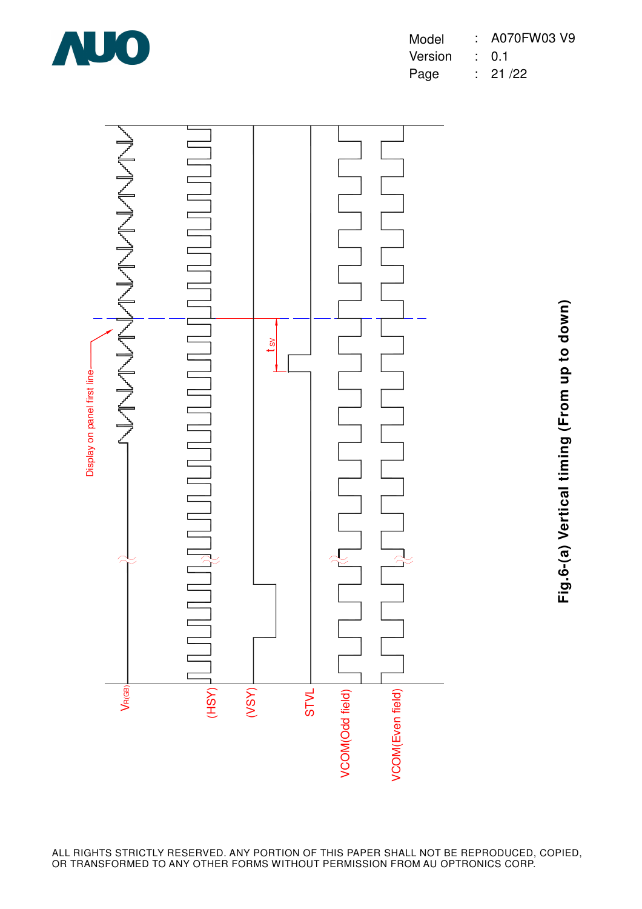Display on panel first line

$t_{SV}$

$V_{R(GB)}$

(HSY)

(VSY)

STVL

VCOM(Odd field)

VCOM(Even field)

**Fig.6-(a) Vertical timing (From up to down)**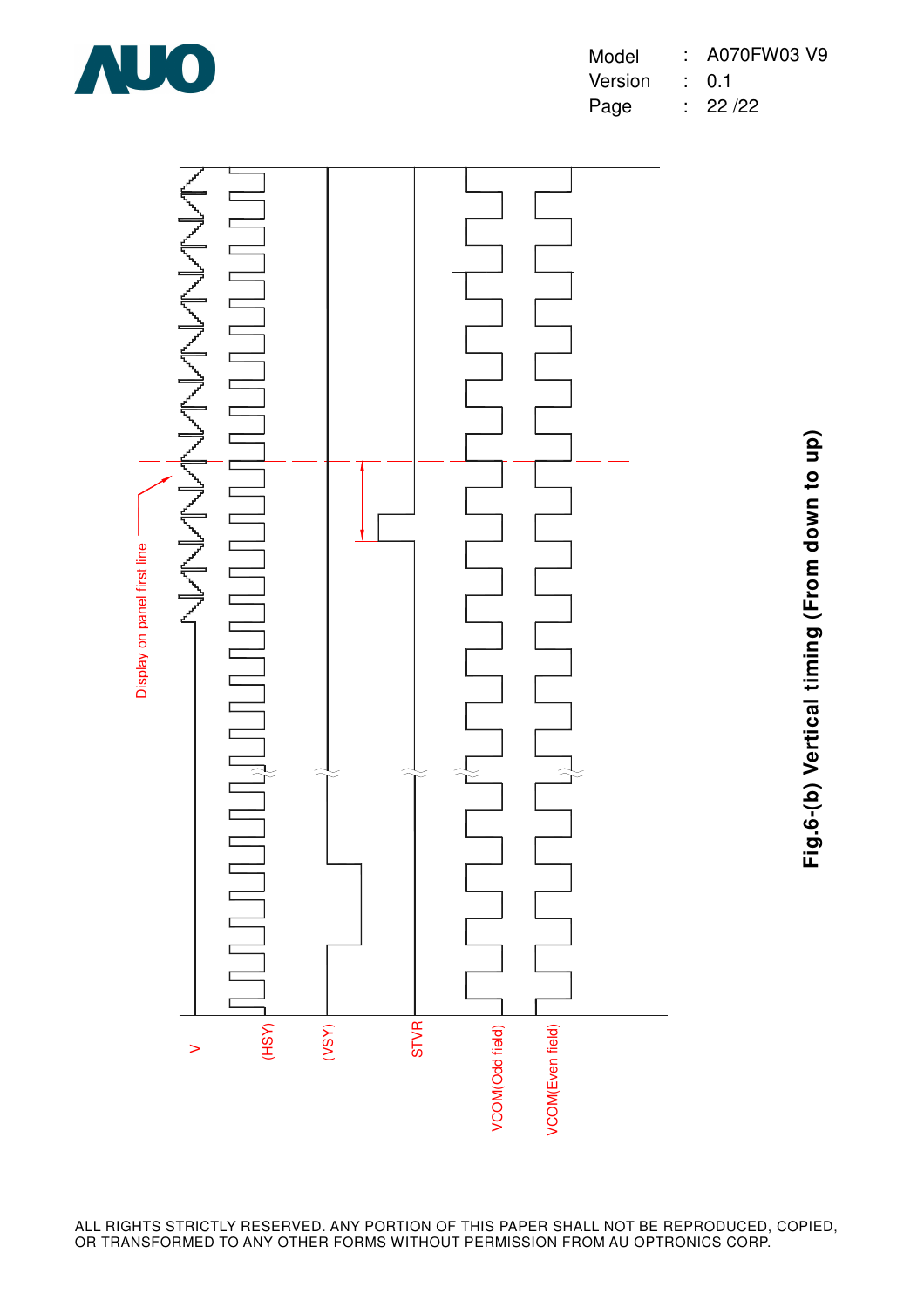Display on panel first line

V

(HSY)

(VSY)

STVR

VCOM(Odd field)

VCOM(Even field)

**Fig.6-(b) Vertical timing (From down to up)**

ALL RIGHTS STRICTLY RESERVED. ANY PORTION OF THIS PAPER SHALL NOT BE REPRODUCED, COPIED, OR TRANSFORMED TO ANY OTHER FORMS WITHOUT PERMISSION FROM AU OPTRONICS CORP.